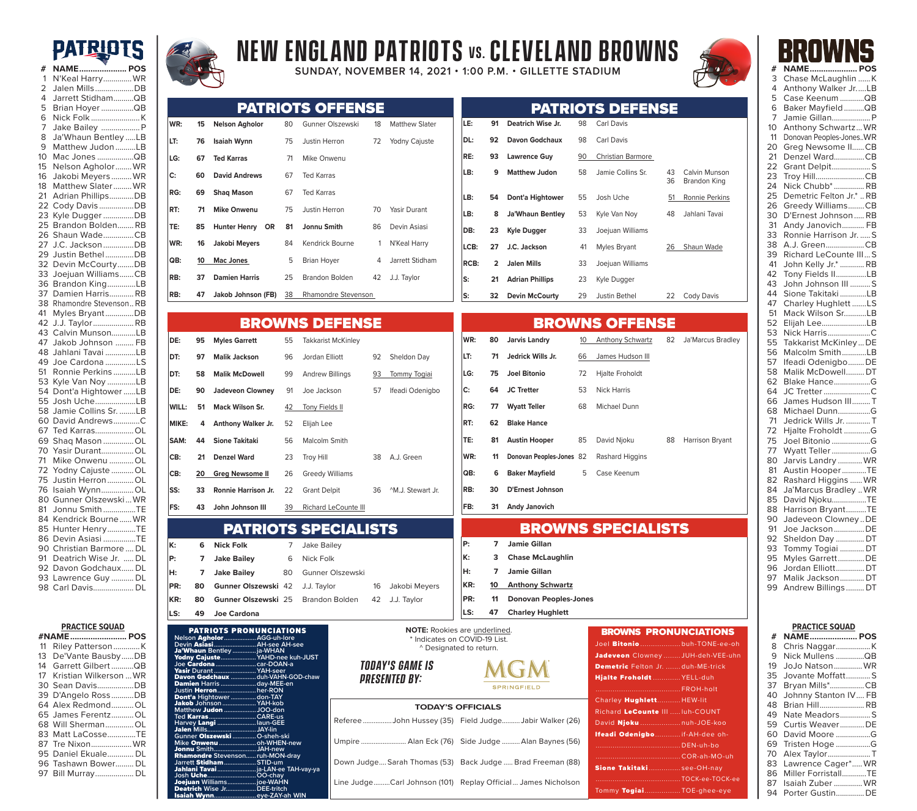# NEW ENGLAND PATRIOTS vs. CLEVELAND BROWNS

**SUNDAY, NOVEMBER 14, 2021 • 1:00 P.M. • GILLETTE STADIUM**

## PATRIOTS

| # | NAME | POS |
|---|---|---|
| 1 | N'Keal Harry | WR |
| 2 | Jalen Mills | DB |
| 4 | Jarrett Stidham | QB |
| 5 | Brian Hoyer | QB |
| 6 | Nick Folk | K |
| 7 | Jake Bailey | P |
| 8 | Ja'Whaun Bentley | LB |
| 9 | Matthew Judon | LB |
| 10 | Mac Jones | QB |
| 15 | Nelson Agholor | WR |
| 16 | Jakobi Meyers | WR |
| 18 | Matthew Slater | WR |
| 21 | Adrian Phillips | DB |
| 22 | Cody Davis | DB |
| 23 | Kyle Dugger | DB |
| 25 | Brandon Bolden | RB |
| 26 | Shaun Wade | CB |
| 27 | J.C. Jackson | DB |
| 29 | Justin Bethel | DB |
| 32 | Devin McCourty | DB |
| 33 | Joejuan Williams | CB |
| 36 | Brandon King | LB |
| 37 | Damien Harris | RB |
| 38 | Rhamondre Stevenson | RB |
| 41 | Myles Bryant | DB |
| 42 | J.J. Taylor | RB |
| 43 | Calvin Munson | LB |
| 47 | Jakob Johnson | FB |
| 48 | Jahlani Tavai | LB |
| 49 | Joe Cardona | LS |
| 51 | Ronnie Perkins | LB |
| 53 | Kyle Van Noy | LB |
| 54 | Dont'a Hightower | LB |
| 55 | Josh Uche | LB |
| 58 | Jamie Collins Sr. | LB |
| 60 | David Andrews | C |
| 67 | Ted Karras | OL |
| 69 | Shaq Mason | OL |
| 70 | Yasir Durant | OL |
| 71 | Mike Onwenu | OL |
| 72 | Yodny Cajuste | OL |
| 75 | Justin Herron | OL |
| 76 | Isaiah Wynn | OL |
| 80 | Gunner Olszewski | WR |
| 81 | Jonnu Smith | TE |
| 84 | Kendrick Bourne | WR |
| 85 | Hunter Henry | TE |
| 86 | Devin Asiasi | TE |
| 90 | Christian Barmore | DL |
| 91 | Deatrich Wise Jr. | DL |
| 92 | Davon Godchaux | DL |
| 93 | Lawrence Guy | DL |
| 98 | Carl Davis | DL |

### PRACTICE SQUAD

| # | NAME | POS |
|---|---|---|
| 11 | Riley Patterson | K |
| 13 | De'Vante Bausby | DB |
| 14 | Garrett Gilbert | QB |
| 17 | Kristian Wilkerson | WR |
| 30 | Sean Davis | DB |
| 39 | D'Angelo Ross | DB |
| 64 | Alex Redmond | OL |
| 65 | James Ferentz | OL |
| 68 | Will Sherman | OL |
| 83 | Matt LaCosse | TE |
| 87 | Tre Nixon | WR |
| 95 | Daniel Ekuale | DL |
| 96 | Tashawn Bower | DL |
| 97 | Bill Murray | DL |

## PATRIOTS OFFENSE

| Pos | # | Starter | # | Backup | # | Backup |
|---|---|---|---|---|---|---|
| WR: | 15 | Nelson Agholor | 80 | Gunner Olszewski | 18 | Matthew Slater |
| LT: | 76 | Isaiah Wynn | 75 | Justin Herron | 72 | Yodny Cajuste |
| LG: | 67 | Ted Karras | 71 | Mike Onwenu | | |
| C: | 60 | David Andrews | 67 | Ted Karras | | |
| RG: | 69 | Shaq Mason | 67 | Ted Karras | | |
| RT: | 71 | Mike Onwenu | 75 | Justin Herron | 70 | Yasir Durant |
| TE: | 85 | Hunter Henry OR 81 Jonnu Smith | | | 86 | Devin Asiasi |
| WR: | 16 | Jakobi Meyers | 84 | Kendrick Bourne | 1 | N'Keal Harry |
| QB: | 10 | Mac Jones | 5 | Brian Hoyer | 4 | Jarrett Stidham |
| RB: | 37 | Damien Harris | 25 | Brandon Bolden | 42 | J.J. Taylor |
| RB: | 47 | Jakob Johnson (FB) | 38 | Rhamondre Stevenson | | |

## PATRIOTS DEFENSE

| Pos | # | Starter | # | Backup | # | Backup |
|---|---|---|---|---|---|---|
| LE: | 91 | Deatrich Wise Jr. | 98 | Carl Davis | | |
| DL: | 92 | Davon Godchaux | 98 | Carl Davis | | |
| RE: | 93 | Lawrence Guy | 90 | Christian Barmore | | |
| LB: | 9 | Matthew Judon | 58 | Jamie Collins Sr. | 43 / 36 | Calvin Munson / Brandon King |
| LB: | 54 | Dont'a Hightower | 55 | Josh Uche | 51 | Ronnie Perkins |
| LB: | 8 | Ja'Whaun Bentley | 53 | Kyle Van Noy | 48 | Jahlani Tavai |
| DB: | 23 | Kyle Dugger | 33 | Joejuan Williams | | |
| LCB: | 27 | J.C. Jackson | 41 | Myles Bryant | 26 | Shaun Wade |
| RCB: | 2 | Jalen Mills | 33 | Joejuan Williams | | |
| S: | 21 | Adrian Phillips | 23 | Kyle Dugger | | |
| S: | 32 | Devin McCourty | 29 | Justin Bethel | 22 | Cody Davis |

## BROWNS DEFENSE

| Pos | # | Starter | # | Backup | # | Backup |
|---|---|---|---|---|---|---|
| DE: | 95 | Myles Garrett | 55 | Takkarist McKinley | | |
| DT: | 97 | Malik Jackson | 96 | Jordan Elliott | 92 | Sheldon Day |
| DT: | 58 | Malik McDowell | 99 | Andrew Billings | 93 | Tommy Togiai |
| DE: | 90 | Jadeveon Clowney | 91 | Joe Jackson | 57 | Ifeadi Odenigbo |
| WILL: | 51 | Mack Wilson Sr. | 42 | Tony Fields II | | |
| MIKE: | 4 | Anthony Walker Jr. | 52 | Elijah Lee | | |
| SAM: | 44 | Sione Takitaki | 56 | Malcolm Smith | | |
| CB: | 21 | Denzel Ward | 23 | Troy Hill | 38 | A.J. Green |
| CB: | 20 | Greg Newsome II | 26 | Greedy Williams | | |
| SS: | 33 | Ronnie Harrison Jr. | 22 | Grant Delpit | 36 | ^M.J. Stewart Jr. |
| FS: | 43 | John Johnson III | 39 | Richard LeCounte III | | |

## BROWNS OFFENSE

| Pos | # | Starter | # | Backup | # | Backup |
|---|---|---|---|---|---|---|
| WR: | 80 | Jarvis Landry | 10 | Anthony Schwartz | 82 | Ja'Marcus Bradley |
| LT: | 71 | Jedrick Wills Jr. | 66 | James Hudson III | | |
| LG: | 75 | Joel Bitonio | 72 | Hjalte Froholdt | | |
| C: | 64 | JC Tretter | 53 | Nick Harris | | |
| RG: | 77 | Wyatt Teller | 68 | Michael Dunn | | |
| RT: | 62 | Blake Hance | | | | |
| TE: | 81 | Austin Hooper | 85 | David Njoku | 88 | Harrison Bryant |
| WR: | 11 | Donovan Peoples-Jones | 82 | Rashard Higgins | | |
| QB: | 6 | Baker Mayfield | 5 | Case Keenum | | |
| RB: | 30 | D'Ernest Johnson | | | | |
| FB: | 31 | Andy Janovich | | | | |

## PATRIOTS SPECIALISTS

| Pos | # | Starter | # | Backup | # | Backup |
|---|---|---|---|---|---|---|
| K: | 6 | Nick Folk | 7 | Jake Bailey | | |
| P: | 7 | Jake Bailey | 6 | Nick Folk | | |
| H: | 7 | Jake Bailey | 80 | Gunner Olszewski | | |
| PR: | 80 | Gunner Olszewski | 42 | J.J. Taylor | 16 | Jakobi Meyers |
| KR: | 80 | Gunner Olszewski | 25 | Brandon Bolden | 42 | J.J. Taylor |
| LS: | 49 | Joe Cardona | | | | |

## BROWNS SPECIALISTS

| Pos | # | Player |
|---|---|---|
| P: | 7 | Jamie Gillan |
| K: | 3 | Chase McLaughlin |
| H: | 7 | Jamie Gillan |
| KR: | 10 | Anthony Schwartz |
| PR: | 11 | Donovan Peoples-Jones |
| LS: | 47 | Charley Hughlett |

## PATRIOTS PRONUNCIATIONS

- Nelson **Agholor** — AGG-uh-lore
- Devin **Asiasi** — AH-see AH-see
- **Ja'Whaun** Bentley — ja-WHAN
- **Yodny Cajuste** — YAHD-nee kuh-JUST
- Joe **Cardona** — car-DOAN-a
- **Yasir** Durant — YAH-seer
- **Davon Godchaux** — duh-VAHN-GOD-chaw
- **Damien** Harris — day-MEE-en
- Justin **Herron** — her-RON
- **Dont'a** Hightower — don-TAY
- **Jakob** Johnson — YAH-kob
- Matthew **Judon** — JOO-don
- Ted **Karras** — CARE-us
- Harvey **Langi** — laun-GEE
- **Jalen** Mills — JAY-lin
- Gunner **Olszewski** — O-sheh-ski
- Mike **Onwenu** — oh-WHEN-new
- **Jonnu** Smith — JAH-new
- **Rhamondre** Stevenson — ruh-MON-dray
- Jarrett **Stidham** — STID-um
- **Jahlani Tavai** — ja-LAN-ee TAH-vay-ya
- Josh **Uche** — OO-chay
- **Joejuan** Williams — joe-WAHN
- **Deatrich** Wise Jr. — DEE-tritch
- **Isaiah Wynn** — eye-ZAY-ah WIN

**NOTE:** Rookies are underlined.
\* Indicates on COVID-19 List.
^ Designated to return.

*TODAY'S GAME IS PRESENTED BY:* MGM SPRINGFIELD

## TODAY'S OFFICIALS

| | |
|---|---|
| Referee — John Hussey (35) | Field Judge — Jabir Walker (26) |
| Umpire — Alan Eck (76) | Side Judge — Alan Baynes (56) |
| Down Judge — Sarah Thomas (53) | Back Judge — Brad Freeman (88) |
| Line Judge — Carl Johnson (101) | Replay Official — James Nicholson |

## BROWNS PRONUNCIATIONS

- Joel **Bitonio** — buh-TONE-ee-oh
- **Jadeveon** Clowney — JUH-deh-VEE-uhn
- **Demetric** Felton Jr. — duh-ME-trick
- **Hjalte Froholdt** — YELL-duh FROH-holt
- Charley **Hughlett** — HEW-lit
- Richard **LeCounte** III — luh-COUNT
- David **Njoku** — nuh-JOE-koo
- **Ifeadi Odenigbo** — if-AH-dee oh-DEN-uh-bo COR-ah-MO-uh
- **Sione Takitaki** — see-OH-nay TOCK-ee-TOCK-ee
- Tommy **Togiai** — TOE-ghee-eye

## BROWNS

| # | NAME | POS |
|---|---|---|
| 3 | Chase McLaughlin | K |
| 4 | Anthony Walker Jr. | LB |
| 5 | Case Keenum | QB |
| 6 | Baker Mayfield | QB |
| 7 | Jamie Gillan | P |
| 10 | Anthony Schwartz | WR |
| 11 | Donovan Peoples-Jones | WR |
| 20 | Greg Newsome II | CB |
| 21 | Denzel Ward | CB |
| 22 | Grant Delpit | S |
| 23 | Troy Hill | CB |
| 24 | Nick Chubb* | RB |
| 25 | Demetric Felton Jr.* | RB |
| 26 | Greedy Williams | CB |
| 30 | D'Ernest Johnson | RB |
| 31 | Andy Janovich | FB |
| 33 | Ronnie Harrison Jr. | S |
| 38 | A.J. Green | CB |
| 39 | Richard LeCounte III | S |
| 41 | John Kelly Jr.* | RB |
| 42 | Tony Fields II | LB |
| 43 | John Johnson III | S |
| 44 | Sione Takitaki | LB |
| 47 | Charley Hughlett | LS |
| 51 | Mack Wilson Sr. | LB |
| 52 | Elijah Lee | LB |
| 53 | Nick Harris | C |
| 55 | Takkarist McKinley | DE |
| 56 | Malcolm Smith | LB |
| 57 | Ifeadi Odenigbo | DE |
| 58 | Malik McDowell | DT |
| 62 | Blake Hance | G |
| 64 | JC Tretter | C |
| 66 | James Hudson III | T |
| 68 | Michael Dunn | G |
| 71 | Jedrick Wills Jr. | T |
| 72 | Hjalte Froholdt | G |
| 75 | Joel Bitonio | G |
| 77 | Wyatt Teller | G |
| 80 | Jarvis Landry | WR |
| 81 | Austin Hooper | TE |
| 82 | Rashard Higgins | WR |
| 84 | Ja'Marcus Bradley | WR |
| 85 | David Njoku | TE |
| 88 | Harrison Bryant | TE |
| 90 | Jadeveon Clowney | DE |
| 91 | Joe Jackson | DE |
| 92 | Sheldon Day | DT |
| 93 | Tommy Togiai | DT |
| 95 | Myles Garrett | DE |
| 96 | Jordan Elliott | DT |
| 97 | Malik Jackson | DT |
| 99 | Andrew Billings | DT |

### PRACTICE SQUAD

| # | NAME | POS |
|---|---|---|
| 8 | Chris Naggar | K |
| 9 | Nick Mullens | QB |
| 19 | JoJo Natson | WR |
| 35 | Jovante Moffatt | S |
| 37 | Bryan Mills* | CB |
| 40 | Johnny Stanton IV | FB |
| 48 | Brian Hill | RB |
| 49 | Nate Meadors | S |
| 59 | Curtis Weaver | DE |
| 60 | David Moore | G |
| 69 | Tristen Hoge | G |
| 70 | Alex Taylor | T |
| 83 | Lawrence Cager* | WR |
| 86 | Miller Forristall | TE |
| 87 | Isaiah Zuber | WR |
| 94 | Porter Gustin | DE |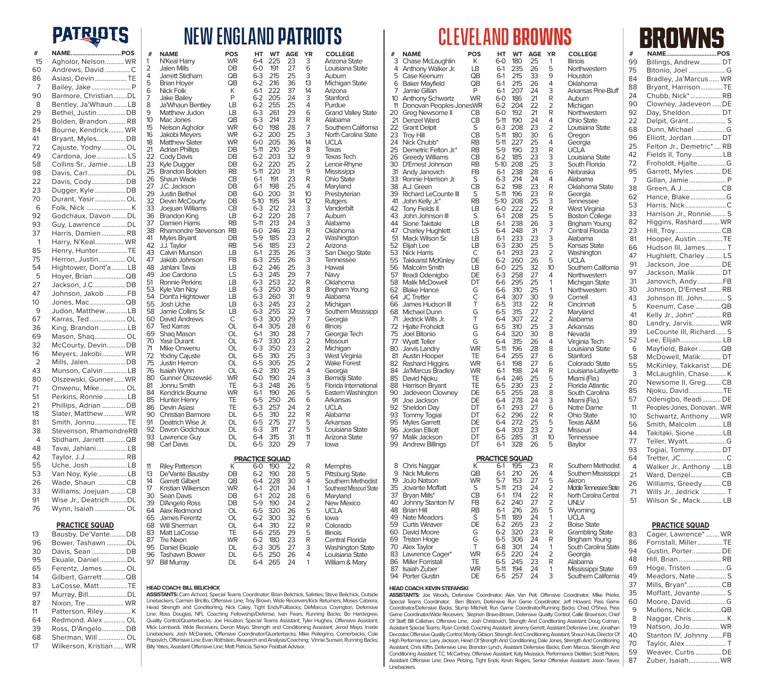# PATRIOTS

| # | NAME | POS |
|---|---|---|
| 15 | Agholor, Nelson | WR |
| 60 | Andrews, David | C |
| 86 | Asiasi, Devin | TE |
| 7 | Bailey, Jake | P |
| 90 | Barmore, Christian | DL |
| 8 | Bentley, Ja'Whaun | LB |
| 29 | Bethel, Justin | DB |
| 25 | Bolden, Brandon | RB |
| 84 | Bourne, Kendrick | WR |
| 41 | Bryant, Myles | DB |
| 72 | Cajuste, Yodny | OL |
| 49 | Cardona, Joe | LS |
| 58 | Collins Sr., Jamie | LB |
| 98 | Davis, Carl | DL |
| 22 | Davis, Cody | DB |
| 23 | Dugger, Kyle | DB |
| 70 | Durant, Yasir | OL |
| 6 | Folk, Nick | K |
| 92 | Godchaux, Davon | DL |
| 93 | Guy, Lawrence | DL |
| 37 | Harris, Damien | RB |
| 1 | Harry, N'Keal | WR |
| 85 | Henry, Hunter | TE |
| 75 | Herron, Justin | OL |
| 54 | Hightower, Dont'a | LB |
| 5 | Hoyer, Brian | QB |
| 27 | Jackson, J.C. | DB |
| 47 | Johnson, Jakob | FB |
| 10 | Jones, Mac | QB |
| 9 | Judon, Matthew | LB |
| 67 | Karras, Ted | OL |
| 36 | King, Brandon | LB |
| 69 | Mason, Shaq | OL |
| 32 | McCourty, Devin | DB |
| 16 | Meyers, Jakobi | WR |
| 2 | Mills, Jalen | DB |
| 43 | Munson, Calvin | LB |
| 80 | Olszewski, Gunner | WR |
| 71 | Onwenu, Mike | OL |
| 51 | Perkins, Ronnie | LB |
| 21 | Phillips, Adrian | DB |
| 18 | Slater, Matthew | WR |
| 81 | Smith, Jonnu | TE |
| 38 | Stevenson, Rhamondre | RB |
| 4 | Stidham, Jarrett | QB |
| 48 | Tavai, Jahlani | LB |
| 42 | Taylor, J.J. | RB |
| 55 | Uche, Josh | LB |
| 53 | Van Noy, Kyle | LB |
| 26 | Wade, Shaun | CB |
| 33 | Williams, Joejuan | CB |
| 91 | Wise Jr., Deatrich | DL |
| 76 | Wynn, Isaiah | OL |

### PRACTICE SQUAD

| # | NAME | POS |
|---|---|---|
| 13 | Bausby, De'Vante | DB |
| 96 | Bower, Tashawn | DL |
| 30 | Davis, Sean | DB |
| 95 | Ekuale, Daniel | DL |
| 65 | Ferentz, James | OL |
| 14 | Gilbert, Garrett | QB |
| 83 | LaCosse, Matt | TE |
| 97 | Murray, Bill | DL |
| 87 | Nixon, Tre | WR |
| 11 | Patterson, Riley | K |
| 64 | Redmond, Alex | OL |
| 39 | Ross, D'Angelo | DB |
| 68 | Sherman, Will | OL |
| 17 | Wilkerson, Kristian | WR |

# NEW ENGLAND PATRIOTS

| # | NAME | POS | HT | WT | AGE | YR | COLLEGE |
|---|---|---|---|---|---|---|---|
| 1 | N'Keal Harry | WR | 6-4 | 225 | 23 | 3 | Arizona State |
| 2 | Jalen Mills | DB | 6-0 | 191 | 27 | 6 | Louisiana State |
| 4 | Jarrett Stidham | QB | 6-3 | 215 | 25 | 3 | Auburn |
| 5 | Brian Hoyer | QB | 6-2 | 216 | 36 | 13 | Michigan State |
| 6 | Nick Folk | K | 6-1 | 222 | 37 | 14 | Arizona |
| 7 | Jake Bailey | P | 6-2 | 205 | 24 | 3 | Stanford |
| 8 | Ja'Whaun Bentley | LB | 6-2 | 255 | 25 | 4 | Purdue |
| 9 | Matthew Judon | LB | 6-3 | 261 | 29 | 6 | Grand Valley State |
| 10 | Mac Jones | QB | 6-3 | 214 | 23 | R | Alabama |
| 15 | Nelson Agholor | WR | 6-0 | 198 | 28 | 7 | Southern California |
| 16 | Jakobi Meyers | WR | 6-2 | 200 | 25 | 3 | North Carolina State |
| 18 | Matthew Slater | WR | 6-0 | 205 | 36 | 14 | UCLA |
| 21 | Adrian Phillips | DB | 5-11 | 210 | 29 | 8 | Texas |
| 22 | Cody Davis | DB | 6-2 | 203 | 32 | 9 | Texas Tech |
| 23 | Kyle Dugger | DB | 6-2 | 220 | 25 | 2 | Lenoir-Rhyne |
| 25 | Brandon Bolden | RB | 5-11 | 220 | 31 | 9 | Mississippi |
| 26 | Shaun Wade | CB | 6-1 | 191 | 23 | R | Ohio State |
| 27 | J.C. Jackson | DB | 6-1 | 198 | 25 | 4 | Maryland |
| 29 | Justin Bethel | DB | 6-0 | 200 | 31 | 10 | Presbyterian |
| 32 | Devin McCourty | DB | 5-10 | 195 | 34 | 12 | Rutgers |
| 33 | Joejuan Williams | CB | 6-3 | 212 | 23 | 3 | Vanderbilt |
| 36 | Brandon King | LB | 6-2 | 220 | 28 | 7 | Auburn |
| 37 | Damien Harris | RB | 5-11 | 213 | 24 | 3 | Alabama |
| 38 | Rhamondre Stevenson | RB | 6-0 | 246 | 23 | R | Oklahoma |
| 41 | Myles Bryant | DB | 5-9 | 185 | 23 | 2 | Washington |
| 42 | J.J. Taylor | RB | 5-6 | 185 | 23 | 2 | Arizona |
| 43 | Calvin Munson | LB | 6-1 | 235 | 26 | 3 | San Diego State |
| 47 | Jakob Johnson | FB | 6-3 | 255 | 26 | 3 | Tennessee |
| 48 | Jahlani Tavai | LB | 6-2 | 246 | 25 | 3 | Hawaii |
| 49 | Joe Cardona | LS | 6-3 | 245 | 29 | 7 | Navy |
| 51 | Ronnie Perkins | LB | 6-3 | 253 | 22 | R | Oklahoma |
| 53 | Kyle Van Noy | LB | 6-3 | 250 | 30 | 8 | Brigham Young |
| 54 | Dont'a Hightower | LB | 6-3 | 260 | 31 | 9 | Alabama |
| 55 | Josh Uche | LB | 6-3 | 245 | 23 | 2 | Michigan |
| 58 | Jamie Collins Sr. | LB | 6-3 | 255 | 32 | 9 | Southern Mississippi |
| 60 | David Andrews | C | 6-3 | 300 | 29 | 7 | Georgia |
| 67 | Ted Karras | OL | 6-4 | 305 | 28 | 6 | Illinois |
| 69 | Shaq Mason | OL | 6-1 | 310 | 28 | 7 | Georgia Tech |
| 70 | Yasir Durant | OL | 6-7 | 330 | 23 | 2 | Missouri |
| 71 | Mike Onwenu | OL | 6-3 | 350 | 23 | 2 | Michigan |
| 72 | Yodny Cajuste | OL | 6-5 | 310 | 25 | 3 | West Virginia |
| 75 | Justin Herron | OL | 6-5 | 305 | 25 | 2 | Wake Forest |
| 76 | Isaiah Wynn | OL | 6-2 | 310 | 25 | 4 | Georgia |
| 80 | Gunner Olszewski | WR | 6-0 | 190 | 24 | 3 | Bemidji State |
| 81 | Jonnu Smith | TE | 6-3 | 248 | 26 | 5 | Florida International |
| 84 | Kendrick Bourne | WR | 6-1 | 190 | 26 | 5 | Eastern Washington |
| 85 | Hunter Henry | TE | 6-5 | 250 | 26 | 6 | Arkansas |
| 86 | Devin Asiasi | TE | 6-3 | 257 | 24 | 2 | UCLA |
| 90 | Christian Barmore | DL | 6-5 | 310 | 22 | R | Alabama |
| 91 | Deatrich Wise Jr. | DL | 6-5 | 275 | 27 | 5 | Arkansas |
| 92 | Davon Godchaux | DL | 6-3 | 311 | 27 | 5 | Louisiana State |
| 93 | Lawrence Guy | DL | 6-4 | 315 | 31 | 11 | Arizona State |
| 98 | Carl Davis | DL | 6-5 | 320 | 29 | 7 | Iowa |

### PRACTICE SQUAD

| # | NAME | POS | HT | WT | AGE | YR | COLLEGE |
|---|---|---|---|---|---|---|---|
| 11 | Riley Patterson | K | 6-0 | 190 | 22 | R | Memphis |
| 13 | De'Vante Bausby | DB | 6-2 | 190 | 28 | 5 | Pittsburg State |
| 14 | Garrett Gilbert | QB | 6-4 | 228 | 30 | 4 | Southern Methodist |
| 17 | Kristian Wilkerson | WR | 6-1 | 201 | 24 | 1 | Southeast Missouri State |
| 30 | Sean Davis | DB | 6-1 | 202 | 28 | 6 | Maryland |
| 39 | D'Angelo Ross | DB | 5-9 | 190 | 24 | 2 | New Mexico |
| 64 | Alex Redmond | OL | 6-5 | 320 | 26 | 5 | UCLA |
| 65 | James Ferentz | OL | 6-2 | 300 | 32 | 6 | Iowa |
| 68 | Will Sherman | OL | 6-4 | 310 | 22 | R | Colorado |
| 83 | Matt LaCosse | TE | 6-6 | 255 | 29 | 5 | Illinois |
| 87 | Tre Nixon | WR | 6-2 | 180 | 23 | R | Central Florida |
| 95 | Daniel Ekuale | DL | 6-3 | 305 | 27 | 3 | Washington State |
| 96 | Tashawn Bower | DL | 6-5 | 250 | 26 | 4 | Louisiana State |
| 97 | Bill Murray | DL | 6-4 | 265 | 24 | 1 | William & Mary |

**HEAD COACH: BILL BELICHICK**

**ASSISTANTS:** Cam Achord, Special Teams Coordinator; Brian Belichick, Safeties; Steve Belichick, Outside Linebackers; Carmen Bricillo, Offensive Line; Troy Brown, Wide Receivers/Kick Returners; Moses Cabrera, Head Strength and Conditioning; Nick Caley, Tight Ends/Fullbacks; DeMarcus Covington, Defensive Line; Ross Douglas, NFL Coaching Fellowship/Defense; Ivan Fears, Running Backs; Bo Hardegree, Quality Control/Quarterbacks; Joe Houston, Special Teams Assistant; Tyler Hughes, Offensive Assistant; Mick Lombardi, Wide Receivers; Deron Mayo, Strength and Conditioning Assistant; Jerod Mayo, Inside Linebackers; Josh McDaniels, Offensive Coordinator/Quarterbacks; Mike Pellegrino, Cornerbacks; Cole Popovich, Offensive Line; Evan Rothstein, Research and Analysis/Coaching; Vinnie Sunseri, Running Backs; Billy Yates, Assistant Offensive Line; Matt Patricia, Senior Football Advisor.

# CLEVELAND BROWNS

| # | NAME | POS | HT | WT | AGE | YR | COLLEGE |
|---|---|---|---|---|---|---|---|
| 3 | Chase McLaughlin | K | 6-0 | 180 | 25 | 1 | Illinois |
| 4 | Anthony Walker Jr. | LB | 6-1 | 235 | 26 | 5 | Northwestern |
| 5 | Case Keenum | QB | 6-1 | 215 | 33 | 9 | Houston |
| 6 | Baker Mayfield | QB | 6-1 | 215 | 26 | 4 | Oklahoma |
| 7 | Jamie Gillan | P | 6-1 | 207 | 24 | 3 | Arkansas Pine-Bluff |
| 10 | Anthony Schwartz | WR | 6-0 | 186 | 21 | R | Auburn |
| 11 | Donovan Peoples-Jones | WR | 6-2 | 204 | 22 | 2 | Michigan |
| 20 | Greg Newsome II | CB | 6-0 | 192 | 21 | R | Northwestern |
| 21 | Denzel Ward | CB | 5-11 | 190 | 24 | 4 | Ohio State |
| 22 | Grant Delpit | S | 6-3 | 208 | 23 | 2 | Louisiana State |
| 23 | Troy Hill | CB | 5-11 | 180 | 30 | 6 | Oregon |
| 24 | Nick Chubb* | RB | 5-11 | 227 | 25 | 4 | Georgia |
| 25 | Demetric Felton Jr.* | RB | 5-9 | 190 | 23 | R | UCLA |
| 26 | Greedy Williams | CB | 6-2 | 185 | 23 | 3 | Louisiana State |
| 30 | D'Ernest Johnson | RB | 5-10 | 208 | 25 | 3 | South Florida |
| 31 | Andy Janovich | FB | 6-1 | 238 | 28 | 6 | Nebraska |
| 33 | Ronnie Harrison Jr. | S | 6-3 | 214 | 24 | 4 | Alabama |
| 38 | A.J. Green | CB | 6-2 | 198 | 23 | R | Oklahoma State |
| 39 | Richard LeCounte III | S | 5-11 | 196 | 23 | R | Georgia |
| 41 | John Kelly Jr.* | RB | 5-10 | 208 | 25 | 3 | Tennessee |
| 42 | Tony Fields II | LB | 6-0 | 222 | 22 | R | West Virginia |
| 43 | John Johnson III | S | 6-1 | 208 | 25 | 5 | Boston College |
| 44 | Sione Takitaki | LB | 6-1 | 238 | 26 | 3 | Brigham Young |
| 47 | Charley Hughlett | LS | 6-4 | 248 | 31 | 7 | Central Florida |
| 51 | Mack Wilson Sr. | LB | 6-1 | 233 | 23 | 3 | Alabama |
| 52 | Elijah Lee | LB | 6-3 | 230 | 25 | 5 | Kansas State |
| 53 | Nick Harris | C | 6-1 | 293 | 23 | 2 | Washington |
| 55 | Takkarist McKinley | DE | 6-2 | 260 | 26 | 5 | UCLA |
| 56 | Malcolm Smith | LB | 6-0 | 225 | 32 | 10 | Southern California |
| 57 | Ifeadi Odenigbo | DE | 6-3 | 258 | 27 | 4 | Northwestern |
| 58 | Malik McDowell | DT | 6-6 | 295 | 25 | 1 | Michigan State |
| 62 | Blake Hance | G | 6-6 | 310 | 25 | 1 | Northwestern |
| 64 | JC Tretter | C | 6-4 | 307 | 30 | 9 | Cornell |
| 66 | James Hudson III | T | 6-5 | 313 | 22 | R | Cincinnati |
| 68 | Michael Dunn | G | 6-5 | 315 | 27 | 2 | Maryland |
| 71 | Jedrick Wills Jr. | T | 6-4 | 307 | 22 | 2 | Alabama |
| 72 | Hjalte Froholdt | G | 6-5 | 310 | 25 | 3 | Arkansas |
| 75 | Joel Bitonio | G | 6-4 | 320 | 30 | 8 | Nevada |
| 77 | Wyatt Teller | G | 6-4 | 315 | 26 | 4 | Virginia Tech |
| 80 | Jarvis Landry | WR | 5-11 | 196 | 28 | 8 | Louisiana State |
| 81 | Austin Hooper | TE | 6-4 | 255 | 27 | 6 | Stanford |
| 82 | Rashard Higgins | WR | 6-1 | 198 | 27 | 6 | Colorado State |
| 84 | Ja'Marcus Bradley | WR | 6-1 | 198 | 24 | R | Louisiana-Lafayette |
| 85 | David Njoku | TE | 6-4 | 246 | 25 | 5 | Miami (Fla.) |
| 88 | Harrison Bryant | TE | 6-5 | 230 | 23 | 2 | Florida Atlantic |
| 90 | Jadeveon Clowney | DE | 6-5 | 255 | 28 | 8 | South Carolina |
| 91 | Joe Jackson | DE | 6-4 | 278 | 24 | 3 | Miami (Fla.) |
| 92 | Sheldon Day | DT | 6-1 | 293 | 27 | 6 | Notre Dame |
| 93 | Tommy Togiai | DT | 6-2 | 296 | 22 | R | Ohio State |
| 95 | Myles Garrett | DE | 6-4 | 272 | 25 | 5 | Texas A&M |
| 96 | Jordan Elliott | DT | 6-4 | 303 | 23 | 2 | Missouri |
| 97 | Malik Jackson | DT | 6-5 | 285 | 31 | 10 | Tennessee |
| 99 | Andrew Billings | DT | 6-1 | 328 | 26 | 5 | Baylor |

### PRACTICE SQUAD

| # | NAME | POS | HT | WT | AGE | YR | COLLEGE |
|---|---|---|---|---|---|---|---|
| 8 | Chris Naggar | K | 6-1 | 195 | 23 | R | Southern Methodist |
| 9 | Nick Mullens | QB | 6-1 | 210 | 26 | 4 | Southern Mississippi |
| 19 | JoJo Natson | WR | 5-7 | 153 | 27 | 5 | Akron |
| 35 | Jovante Moffatt | S | 5-11 | 213 | 24 | 2 | Middle Tennessee State |
| 37 | Bryan Mills* | CB | 6-1 | 174 | 22 | R | North Carolina Central |
| 40 | Johnny Stanton IV | FB | 6-2 | 240 | 27 | 2 | UNLV |
| 48 | Brian Hill | RB | 6-1 | 216 | 26 | 5 | Wyoming |
| 49 | Nate Meadors | S | 5-11 | 189 | 24 | 1 | UCLA |
| 59 | Curtis Weaver | DE | 6-2 | 265 | 23 | 2 | Boise State |
| 60 | David Moore | G | 6-2 | 320 | 23 | R | Grambling State |
| 69 | Tristen Hoge | G | 6-5 | 306 | 24 | R | Brigham Young |
| 70 | Alex Taylor | T | 6-8 | 301 | 24 | 1 | South Carolina State |
| 83 | Lawrence Cager* | WR | 6-5 | 220 | 24 | 2 | Georgia |
| 86 | Miller Forristall | TE | 6-5 | 245 | 23 | R | Alabama |
| 87 | Isaiah Zuber | WR | 5-11 | 194 | 24 | 1 | Mississippi State |
| 94 | Porter Gustin | DE | 6-5 | 257 | 24 | 3 | Southern California |

**HEAD COACH: KEVIN STEFANSKI**

**ASSISTANTS:** Joe Woods, Defensive Coordinator; Alex Van Pelt, Offensive Coordinator; Mike Priefer, Special Teams Coordinator; Ben Bloom, Defensive Run Game Coordinator; Jeff Howard, Pass Game Coordinator/Defensive Backs; Stump Mitchell, Run Game Coordinator/Running Backs; Chad O'Shea, Pass Game Coordinator/Wide Receivers; Stephen Bravo-Brown, Defensive Quality Control; Callie Brownson, Chief Of Staff; Bill Callahan, Offensive Line; Josh Christovich, Strength And Conditioning Assistant; Doug Colman, Assistant Special Teams; Ryan Cordell, Coaching Assistant; Jeremy Garrett, Assistant Defensive Line; Jonathan Decoster, Offensive Quality Control; Monty Gibson, Strength And Conditioning Assistant; Shaun Huls, Director Of High Performance; Larry Jackson, Head Of Strength And Conditioning; Dale Jones, Strength And Conditioning Assistant; Chris Kiffin, Defensive Line; Brandon Lynch, Assistant Defensive Backs; Evan Marcus, Strength And Conditioning Assistant; T.C. McCartney, Offensive Assistant; Katy Meassick, Performance Dietitian; Scott Peters, Assistant Offensive Line; Drew Petzing, Tight Ends; Kevin Rogers, Senior Offensive Assistant; Jason Tarver, Linebackers.

# BROWNS

| # | NAME | POS |
|---|---|---|
| 99 | Billings, Andrew | DT |
| 75 | Bitonio, Joel | G |
| 84 | Bradley, Ja'Marcus | WR |
| 88 | Bryant, Harrison | TE |
| 24 | Chubb, Nick* | RB |
| 90 | Clowney, Jadeveon | DE |
| 92 | Day, Sheldon | DT |
| 22 | Delpit, Grant | S |
| 68 | Dunn, Michael | G |
| 96 | Elliott, Jordan | DT |
| 25 | Felton Jr., Demetric* | RB |
| 42 | Fields II, Tony | LB |
| 72 | Froholdt, Hjalte | G |
| 95 | Garrett, Myles | DE |
| 7 | Gillan, Jamie | P |
| 38 | Green, A.J. | CB |
| 62 | Hance, Blake | G |
| 53 | Harris, Nick | C |
| 33 | Harrison Jr., Ronnie | S |
| 82 | Higgins, Rashard | WR |
| 23 | Hill, Troy | CB |
| 81 | Hooper, Austin | TE |
| 66 | Hudson III, James | T |
| 47 | Hughlett, Charley | LS |
| 91 | Jackson, Joe | DE |
| 97 | Jackson, Malik | DT |
| 31 | Janovich, Andy | FB |
| 30 | Johnson, D'Ernest | RB |
| 43 | Johnson III, John | S |
| 5 | Keenum, Case | QB |
| 41 | Kelly Jr., John* | RB |
| 80 | Landry, Jarvis | WR |
| 39 | LeCounte III, Richard | S |
| 52 | Lee, Elijah | LB |
| 6 | Mayfield, Baker | QB |
| 58 | McDowell, Malik | DT |
| 55 | McKinley, Takkarist | DE |
| 3 | McLaughlin, Chase | K |
| 20 | Newsome II, Greg | CB |
| 85 | Njoku, David | TE |
| 57 | Odenigbo, Ifeadi | DE |
| 11 | Peoples-Jones, Donovan | WR |
| 10 | Schwartz, Anthony | WR |
| 56 | Smith, Malcolm | LB |
| 44 | Takitaki, Sione | LB |
| 77 | Teller, Wyatt | G |
| 93 | Togiai, Tommy | DT |
| 64 | Tretter, JC | C |
| 4 | Walker Jr., Anthony | LB |
| 21 | Ward, Denzel | CB |
| 26 | Williams, Greedy | CB |
| 71 | Wills Jr., Jedrick | T |
| 51 | Wilson Sr., Mack | LB |

### PRACTICE SQUAD

| # | NAME | POS |
|---|---|---|
| 83 | Cager, Lawrence* | WR |
| 86 | Forristall, Miller | TE |
| 94 | Gustin, Porter | DE |
| 48 | Hill, Brian | RB |
| 69 | Hoge, Tristen | G |
| 49 | Meadors, Nate | S |
| 37 | Mills, Bryan* | CB |
| 35 | Moffatt, Jovante | S |
| 60 | Moore, David | G |
| 9 | Mullens, Nick | QB |
| 8 | Naggar, Chris | K |
| 19 | Natson, JoJo | WR |
| 40 | Stanton IV, Johnny | FB |
| 70 | Taylor, Alex | T |
| 59 | Weaver, Curtis | DE |
| 87 | Zuber, Isaiah | WR |